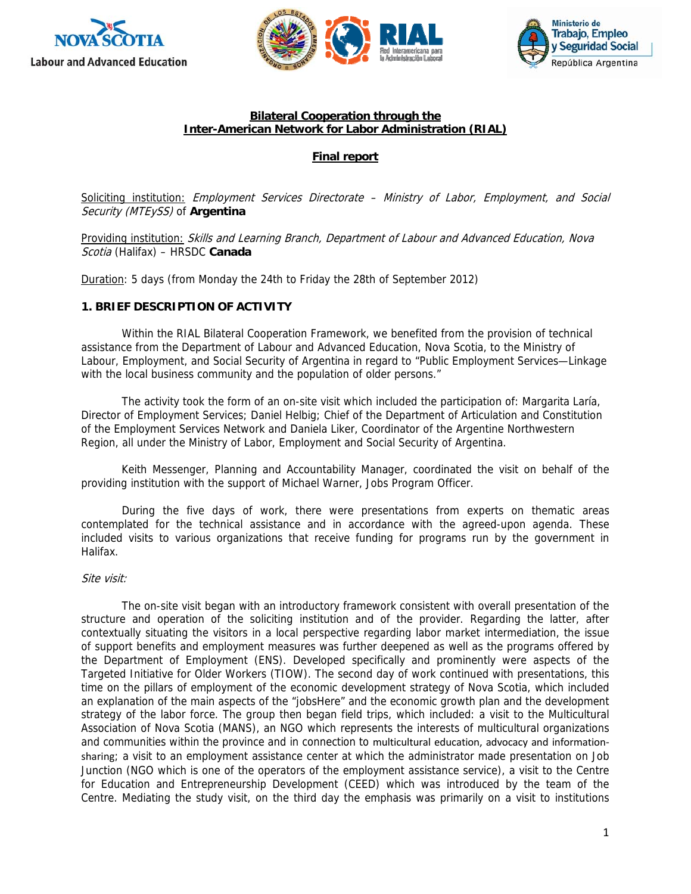**Bilateral Cooperation through the Inter-American Network for Labor Administration (RIAL)**

**Final report**

Soliciting institution: *Employment Services Directorate – Ministry of Labor, Employment, and Social Security (MTEySS)* of **Argentina**

Providing institution: *Skills and Learning Branch, Department of Labour and Advanced Education, Nova Scotia* (Halifax) – HRSDC **Canada**

Duration: 5 days (from Monday the 24th to Friday the 28th of September 2012)

## 1. BRIEF DESCRIPTION OF ACTIVITY

Within the RIAL Bilateral Cooperation Framework, we benefited from the provision of technical assistance from the Department of Labour and Advanced Education, Nova Scotia, to the Ministry of Labour, Employment, and Social Security of Argentina in regard to "Public Employment Services—Linkage with the local business community and the population of older persons."

The activity took the form of an on-site visit which included the participation of: Margarita Laría, Director of Employment Services; Daniel Helbig; Chief of the Department of Articulation and Constitution of the Employment Services Network and Daniela Liker, Coordinator of the Argentine Northwestern Region, all under the Ministry of Labor, Employment and Social Security of Argentina.

Keith Messenger, Planning and Accountability Manager, coordinated the visit on behalf of the providing institution with the support of Michael Warner, Jobs Program Officer.

During the five days of work, there were presentations from experts on thematic areas contemplated for the technical assistance and in accordance with the agreed-upon agenda. These included visits to various organizations that receive funding for programs run by the government in Halifax.

*Site visit:*

The on-site visit began with an introductory framework consistent with overall presentation of the structure and operation of the soliciting institution and of the provider. Regarding the latter, after contextually situating the visitors in a local perspective regarding labor market intermediation, the issue of support benefits and employment measures was further deepened as well as the programs offered by the Department of Employment (ENS). Developed specifically and prominently were aspects of the Targeted Initiative for Older Workers (TIOW). The second day of work continued with presentations, this time on the pillars of employment of the economic development strategy of Nova Scotia, which included an explanation of the main aspects of the "jobsHere" and the economic growth plan and the development strategy of the labor force. The group then began field trips, which included: a visit to the Multicultural Association of Nova Scotia (MANS), an NGO which represents the interests of multicultural organizations and communities within the province and in connection to multicultural education, advocacy and information-sharing; a visit to an employment assistance center at which the administrator made presentation on Job Junction (NGO which is one of the operators of the employment assistance service), a visit to the Centre for Education and Entrepreneurship Development (CEED) which was introduced by the team of the Centre. Mediating the study visit, on the third day the emphasis was primarily on a visit to institutions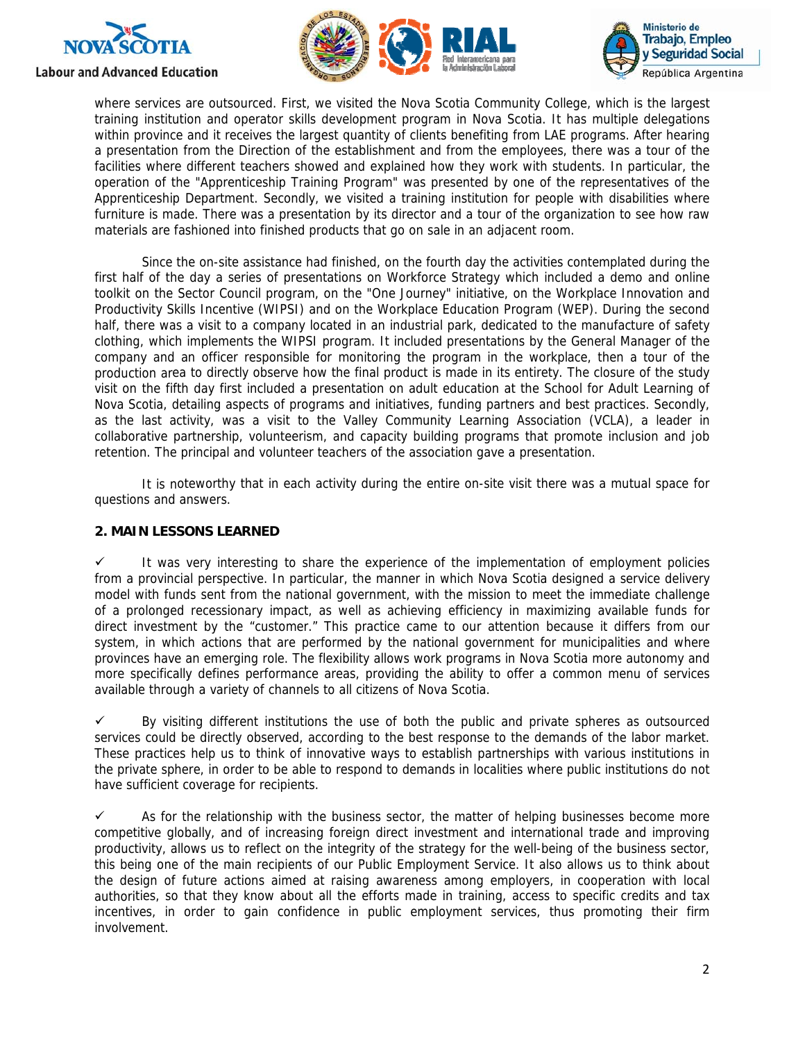where services are outsourced. First, we visited the Nova Scotia Community College, which is the largest training institution and operator skills development program in Nova Scotia. It has multiple delegations within province and it receives the largest quantity of clients benefiting from LAE programs. After hearing a presentation from the Direction of the establishment and from the employees, there was a tour of the facilities where different teachers showed and explained how they work with students. In particular, the operation of the "Apprenticeship Training Program" was presented by one of the representatives of the Apprenticeship Department. Secondly, we visited a training institution for people with disabilities where furniture is made. There was a presentation by its director and a tour of the organization to see how raw materials are fashioned into finished products that go on sale in an adjacent room.

Since the on-site assistance had finished, on the fourth day the activities contemplated during the first half of the day a series of presentations on Workforce Strategy which included a demo and online toolkit on the Sector Council program, on the "One Journey" initiative, on the Workplace Innovation and Productivity Skills Incentive (WIPSI) and on the Workplace Education Program (WEP). During the second half, there was a visit to a company located in an industrial park, dedicated to the manufacture of safety clothing, which implements the WIPSI program. It included presentations by the General Manager of the company and an officer responsible for monitoring the program in the workplace, then a tour of the production area to directly observe how the final product is made in its entirety. The closure of the study visit on the fifth day first included a presentation on adult education at the School for Adult Learning of Nova Scotia, detailing aspects of programs and initiatives, funding partners and best practices. Secondly, as the last activity, was a visit to the Valley Community Learning Association (VCLA), a leader in collaborative partnership, volunteerism, and capacity building programs that promote inclusion and job retention. The principal and volunteer teachers of the association gave a presentation.

It is noteworthy that in each activity during the entire on-site visit there was a mutual space for questions and answers.

## 2. MAIN LESSONS LEARNED

✓ It was very interesting to share the experience of the implementation of employment policies from a provincial perspective. In particular, the manner in which Nova Scotia designed a service delivery model with funds sent from the national government, with the mission to meet the immediate challenge of a prolonged recessionary impact, as well as achieving efficiency in maximizing available funds for direct investment by the "customer." This practice came to our attention because it differs from our system, in which actions that are performed by the national government for municipalities and where provinces have an emerging role. The flexibility allows work programs in Nova Scotia more autonomy and more specifically defines performance areas, providing the ability to offer a common menu of services available through a variety of channels to all citizens of Nova Scotia.

✓ By visiting different institutions the use of both the public and private spheres as outsourced services could be directly observed, according to the best response to the demands of the labor market. These practices help us to think of innovative ways to establish partnerships with various institutions in the private sphere, in order to be able to respond to demands in localities where public institutions do not have sufficient coverage for recipients.

✓ As for the relationship with the business sector, the matter of helping businesses become more competitive globally, and of increasing foreign direct investment and international trade and improving productivity, allows us to reflect on the integrity of the strategy for the well-being of the business sector, this being one of the main recipients of our Public Employment Service. It also allows us to think about the design of future actions aimed at raising awareness among employers, in cooperation with local authorities, so that they know about all the efforts made in training, access to specific credits and tax incentives, in order to gain confidence in public employment services, thus promoting their firm involvement.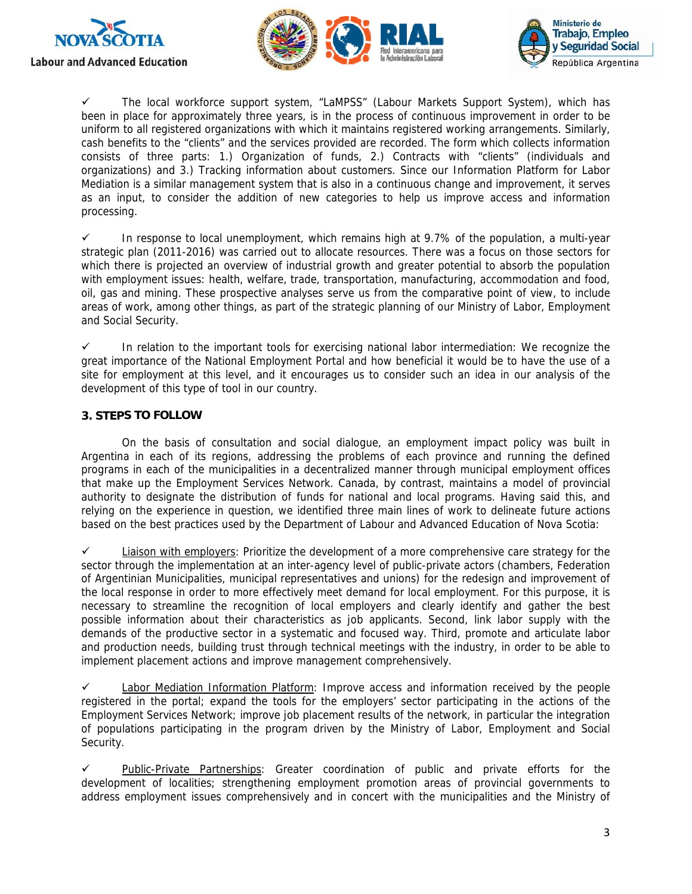✓ The local workforce support system, "LaMPSS" (Labour Markets Support System), which has been in place for approximately three years, is in the process of continuous improvement in order to be uniform to all registered organizations with which it maintains registered working arrangements. Similarly, cash benefits to the "clients" and the services provided are recorded. The form which collects information consists of three parts: 1.) Organization of funds, 2.) Contracts with "clients" (individuals and organizations) and 3.) Tracking information about customers. Since our Information Platform for Labor Mediation is a similar management system that is also in a continuous change and improvement, it serves as an input, to consider the addition of new categories to help us improve access and information processing.

✓ In response to local unemployment, which remains high at 9.7% of the population, a multi-year strategic plan (2011-2016) was carried out to allocate resources. There was a focus on those sectors for which there is projected an overview of industrial growth and greater potential to absorb the population with employment issues: health, welfare, trade, transportation, manufacturing, accommodation and food, oil, gas and mining. These prospective analyses serve us from the comparative point of view, to include areas of work, among other things, as part of the strategic planning of our Ministry of Labor, Employment and Social Security.

✓ In relation to the important tools for exercising national labor intermediation: We recognize the great importance of the National Employment Portal and how beneficial it would be to have the use of a site for employment at this level, and it encourages us to consider such an idea in our analysis of the development of this type of tool in our country.

### 3. STEPS TO FOLLOW

On the basis of consultation and social dialogue, an employment impact policy was built in Argentina in each of its regions, addressing the problems of each province and running the defined programs in each of the municipalities in a decentralized manner through municipal employment offices that make up the Employment Services Network. Canada, by contrast, maintains a model of provincial authority to designate the distribution of funds for national and local programs. Having said this, and relying on the experience in question, we identified three main lines of work to delineate future actions based on the best practices used by the Department of Labour and Advanced Education of Nova Scotia:

✓ Liaison with employers: Prioritize the development of a more comprehensive care strategy for the sector through the implementation at an inter-agency level of public-private actors (chambers, Federation of Argentinian Municipalities, municipal representatives and unions) for the redesign and improvement of the local response in order to more effectively meet demand for local employment. For this purpose, it is necessary to streamline the recognition of local employers and clearly identify and gather the best possible information about their characteristics as job applicants. Second, link labor supply with the demands of the productive sector in a systematic and focused way. Third, promote and articulate labor and production needs, building trust through technical meetings with the industry, in order to be able to implement placement actions and improve management comprehensively.

✓ Labor Mediation Information Platform: Improve access and information received by the people registered in the portal; expand the tools for the employers' sector participating in the actions of the Employment Services Network; improve job placement results of the network, in particular the integration of populations participating in the program driven by the Ministry of Labor, Employment and Social Security.

✓ Public-Private Partnerships: Greater coordination of public and private efforts for the development of localities; strengthening employment promotion areas of provincial governments to address employment issues comprehensively and in concert with the municipalities and the Ministry of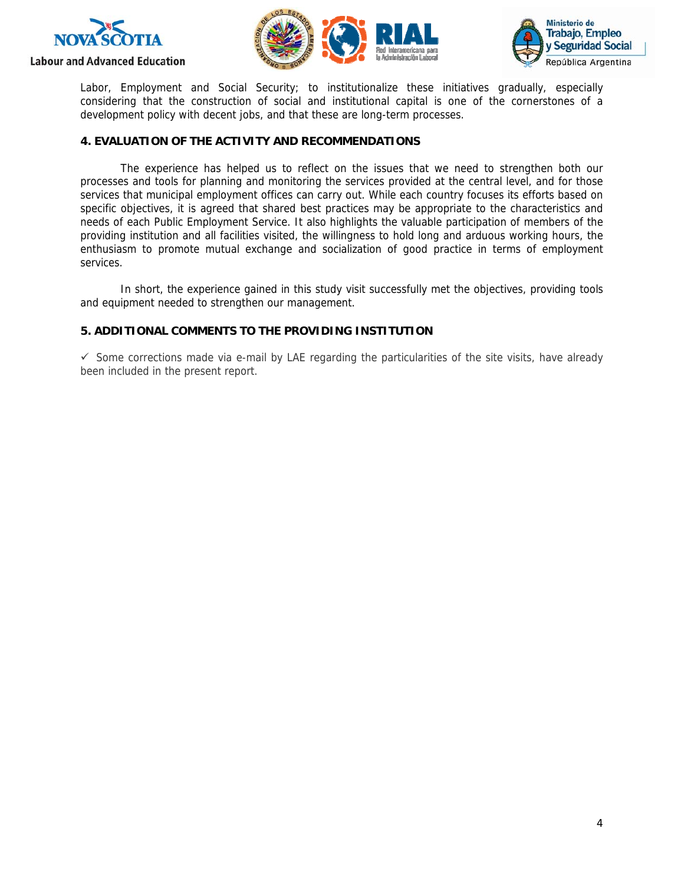Labor, Employment and Social Security; to institutionalize these initiatives gradually, especially considering that the construction of social and institutional capital is one of the cornerstones of a development policy with decent jobs, and that these are long-term processes.

## 4. EVALUATION OF THE ACTIVITY AND RECOMMENDATIONS

The experience has helped us to reflect on the issues that we need to strengthen both our processes and tools for planning and monitoring the services provided at the central level, and for those services that municipal employment offices can carry out. While each country focuses its efforts based on specific objectives, it is agreed that shared best practices may be appropriate to the characteristics and needs of each Public Employment Service. It also highlights the valuable participation of members of the providing institution and all facilities visited, the willingness to hold long and arduous working hours, the enthusiasm to promote mutual exchange and socialization of good practice in terms of employment services.

In short, the experience gained in this study visit successfully met the objectives, providing tools and equipment needed to strengthen our management.

## 5. ADDITIONAL COMMENTS TO THE PROVIDING INSTITUTION

✓ Some corrections made via e-mail by LAE regarding the particularities of the site visits, have already been included in the present report.